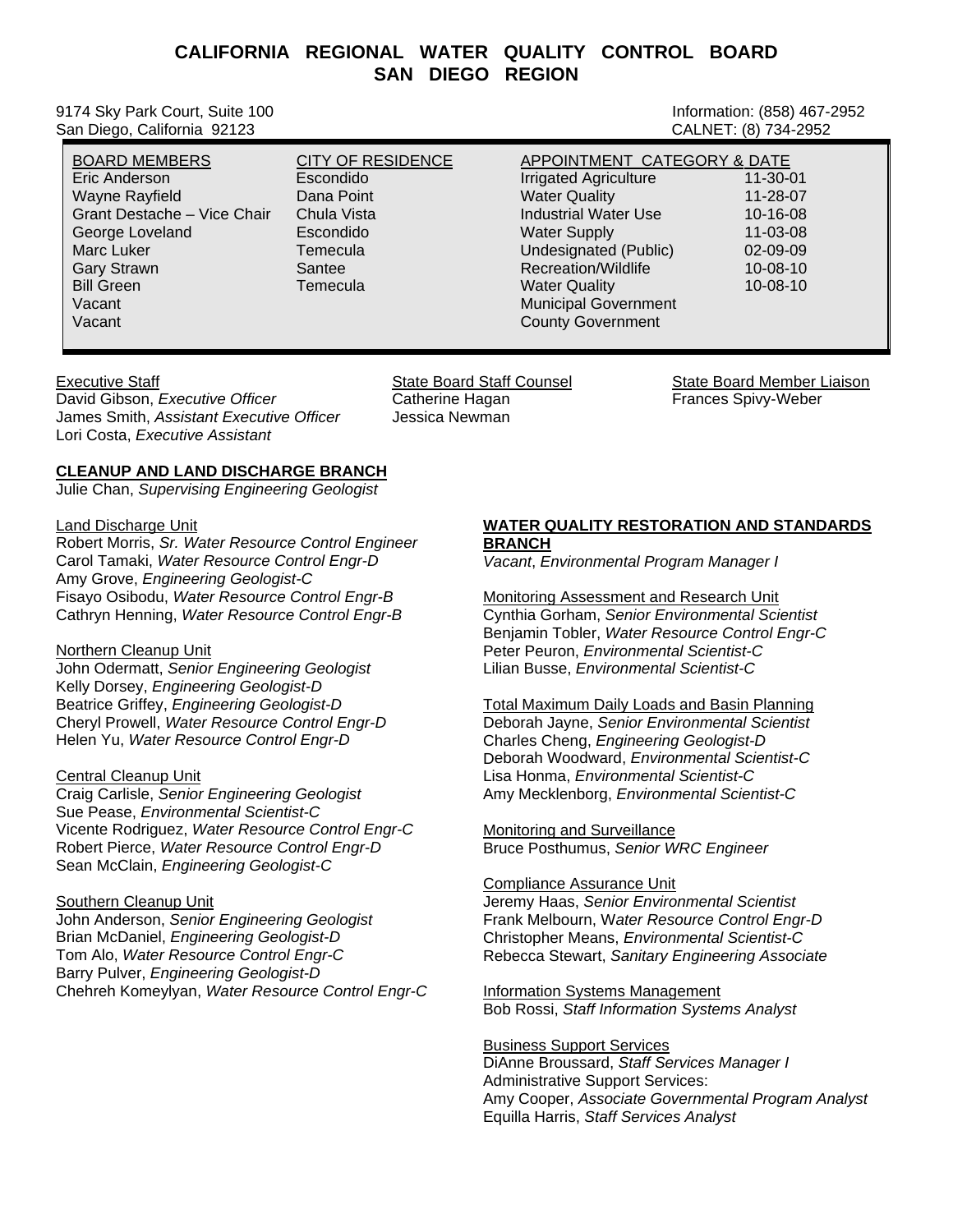# CALIFORNIA REGIONAL WATER QUALITY CONTROL BOARD
# SAN DIEGO REGION

9174 Sky Park Court, Suite 100
San Diego, California 92123

Information: (858) 467-2952
CALNET: (8) 734-2952

| BOARD MEMBERS | CITY OF RESIDENCE | APPOINTMENT CATEGORY & DATE | |
|---|---|---|---|
| Eric Anderson | Escondido | Irrigated Agriculture | 11-30-01 |
| Wayne Rayfield | Dana Point | Water Quality | 11-28-07 |
| Grant Destache – Vice Chair | Chula Vista | Industrial Water Use | 10-16-08 |
| George Loveland | Escondido | Water Supply | 11-03-08 |
| Marc Luker | Temecula | Undesignated (Public) | 02-09-09 |
| Gary Strawn | Santee | Recreation/Wildlife | 10-08-10 |
| Bill Green | Temecula | Water Quality | 10-08-10 |
| Vacant | | Municipal Government | |
| Vacant | | County Government | |

Executive Staff
David Gibson, *Executive Officer*
James Smith, *Assistant Executive Officer*
Lori Costa, *Executive Assistant*

State Board Staff Counsel
Catherine Hagan
Jessica Newman

State Board Member Liaison
Frances Spivy-Weber

**CLEANUP AND LAND DISCHARGE BRANCH**
Julie Chan, *Supervising Engineering Geologist*

Land Discharge Unit
Robert Morris, *Sr. Water Resource Control Engineer*
Carol Tamaki, *Water Resource Control Engr-D*
Amy Grove, *Engineering Geologist-C*
Fisayo Osibodu, *Water Resource Control Engr-B*
Cathryn Henning, *Water Resource Control Engr-B*

Northern Cleanup Unit
John Odermatt, *Senior Engineering Geologist*
Kelly Dorsey, *Engineering Geologist-D*
Beatrice Griffey, *Engineering Geologist-D*
Cheryl Prowell, *Water Resource Control Engr-D*
Helen Yu, *Water Resource Control Engr-D*

Central Cleanup Unit
Craig Carlisle, *Senior Engineering Geologist*
Sue Pease, *Environmental Scientist-C*
Vicente Rodriguez, *Water Resource Control Engr-C*
Robert Pierce, *Water Resource Control Engr-D*
Sean McClain, *Engineering Geologist-C*

Southern Cleanup Unit
John Anderson, *Senior Engineering Geologist*
Brian McDaniel, *Engineering Geologist-D*
Tom Alo, *Water Resource Control Engr-C*
Barry Pulver, *Engineering Geologist-D*
Chehreh Komeylyan, *Water Resource Control Engr-C*

**WATER QUALITY RESTORATION AND STANDARDS BRANCH**
*Vacant*, *Environmental Program Manager I*

Monitoring Assessment and Research Unit
Cynthia Gorham, *Senior Environmental Scientist*
Benjamin Tobler, *Water Resource Control Engr-C*
Peter Peuron, *Environmental Scientist-C*
Lilian Busse, *Environmental Scientist-C*

Total Maximum Daily Loads and Basin Planning
Deborah Jayne, *Senior Environmental Scientist*
Charles Cheng, *Engineering Geologist-D*
Deborah Woodward, *Environmental Scientist-C*
Lisa Honma, *Environmental Scientist-C*
Amy Mecklenborg, *Environmental Scientist-C*

Monitoring and Surveillance
Bruce Posthumus, *Senior WRC Engineer*

Compliance Assurance Unit
Jeremy Haas, *Senior Environmental Scientist*
Frank Melbourn, *Water Resource Control Engr-D*
Christopher Means, *Environmental Scientist-C*
Rebecca Stewart, *Sanitary Engineering Associate*

Information Systems Management
Bob Rossi, *Staff Information Systems Analyst*

Business Support Services
DiAnne Broussard, *Staff Services Manager I*
Administrative Support Services:
Amy Cooper, *Associate Governmental Program Analyst*
Equilla Harris, *Staff Services Analyst*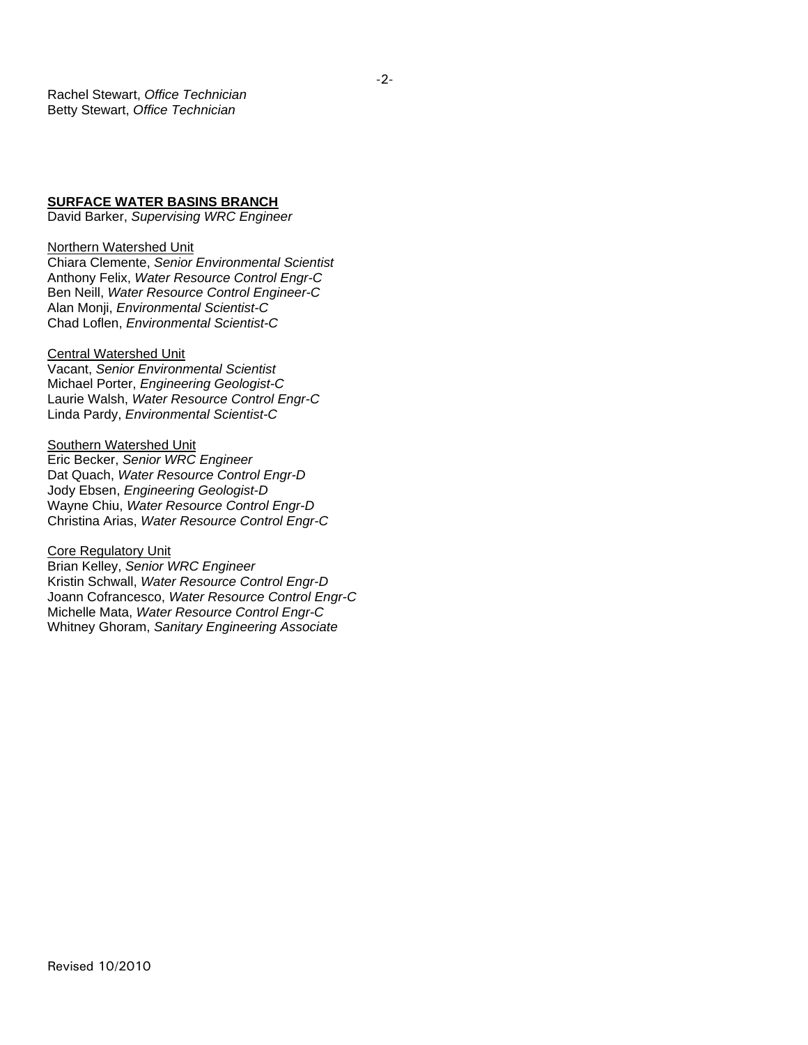Rachel Stewart, *Office Technician*
Betty Stewart, *Office Technician*

**SURFACE WATER BASINS BRANCH**
David Barker, *Supervising WRC Engineer*

Northern Watershed Unit
Chiara Clemente, *Senior Environmental Scientist*
Anthony Felix, *Water Resource Control Engr-C*
Ben Neill, *Water Resource Control Engineer-C*
Alan Monji, *Environmental Scientist-C*
Chad Loflen, *Environmental Scientist-C*

Central Watershed Unit
Vacant, *Senior Environmental Scientist*
Michael Porter, *Engineering Geologist-C*
Laurie Walsh, *Water Resource Control Engr-C*
Linda Pardy, *Environmental Scientist-C*

Southern Watershed Unit
Eric Becker, *Senior WRC Engineer*
Dat Quach, *Water Resource Control Engr-D*
Jody Ebsen, *Engineering Geologist-D*
Wayne Chiu, *Water Resource Control Engr-D*
Christina Arias, *Water Resource Control Engr-C*

Core Regulatory Unit
Brian Kelley, *Senior WRC Engineer*
Kristin Schwall, *Water Resource Control Engr-D*
Joann Cofrancesco, *Water Resource Control Engr-C*
Michelle Mata, *Water Resource Control Engr-C*
Whitney Ghoram, *Sanitary Engineering Associate*

Revised 10/2010